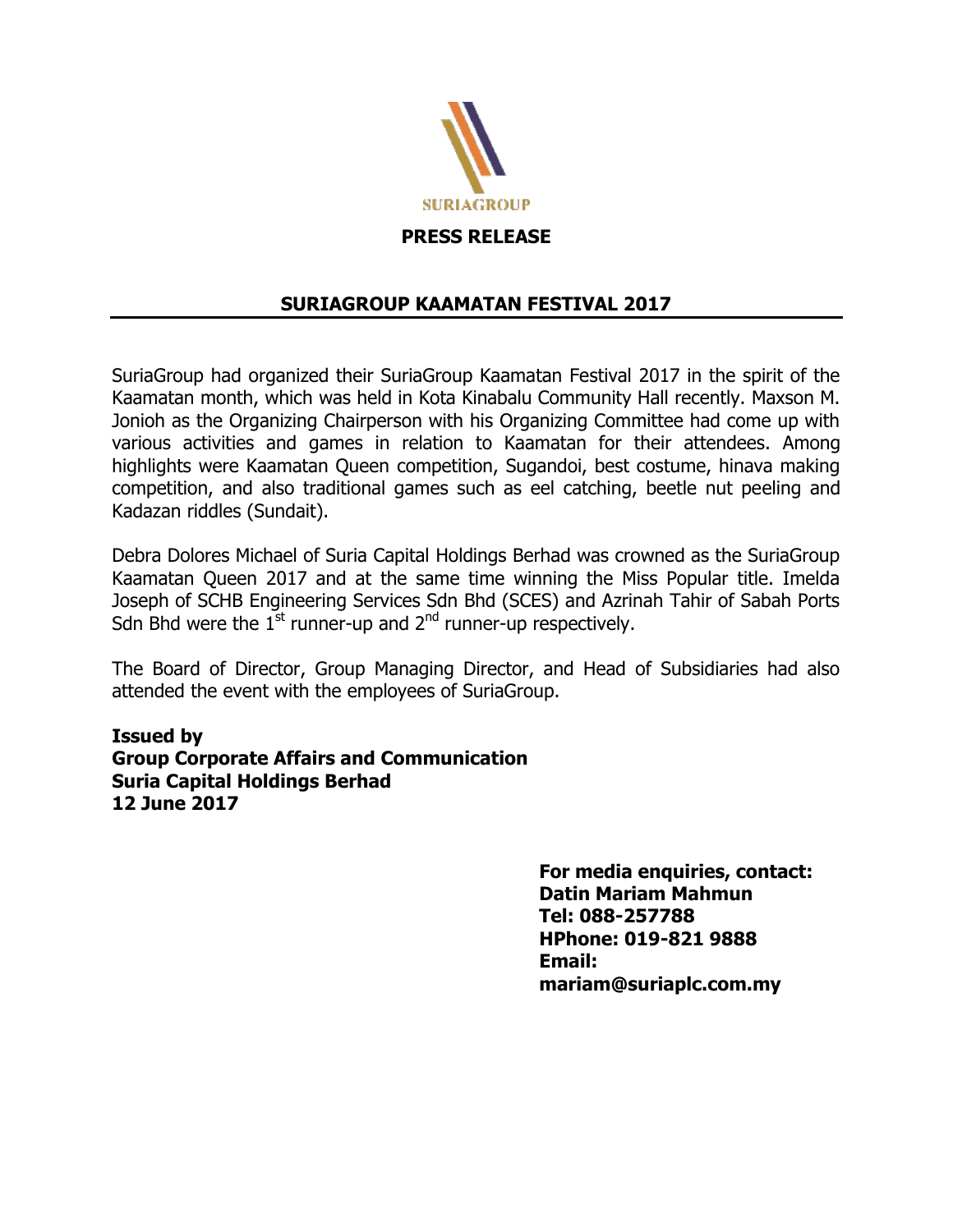SURIAGROUP

**PRESS RELEASE**

## SURIAGROUP KAAMATAN FESTIVAL 2017

SuriaGroup had organized their SuriaGroup Kaamatan Festival 2017 in the spirit of the Kaamatan month, which was held in Kota Kinabalu Community Hall recently. Maxson M. Jonioh as the Organizing Chairperson with his Organizing Committee had come up with various activities and games in relation to Kaamatan for their attendees. Among highlights were Kaamatan Queen competition, Sugandoi, best costume, hinava making competition, and also traditional games such as eel catching, beetle nut peeling and Kadazan riddles (Sundait).

Debra Dolores Michael of Suria Capital Holdings Berhad was crowned as the SuriaGroup Kaamatan Queen 2017 and at the same time winning the Miss Popular title. Imelda Joseph of SCHB Engineering Services Sdn Bhd (SCES) and Azrinah Tahir of Sabah Ports Sdn Bhd were the 1st runner-up and 2nd runner-up respectively.

The Board of Director, Group Managing Director, and Head of Subsidiaries had also attended the event with the employees of SuriaGroup.

**Issued by**
**Group Corporate Affairs and Communication**
**Suria Capital Holdings Berhad**
**12 June 2017**

**For media enquiries, contact:**
**Datin Mariam Mahmun**
**Tel: 088-257788**
**HPhone: 019-821 9888**
**Email:**
**mariam@suriaplc.com.my**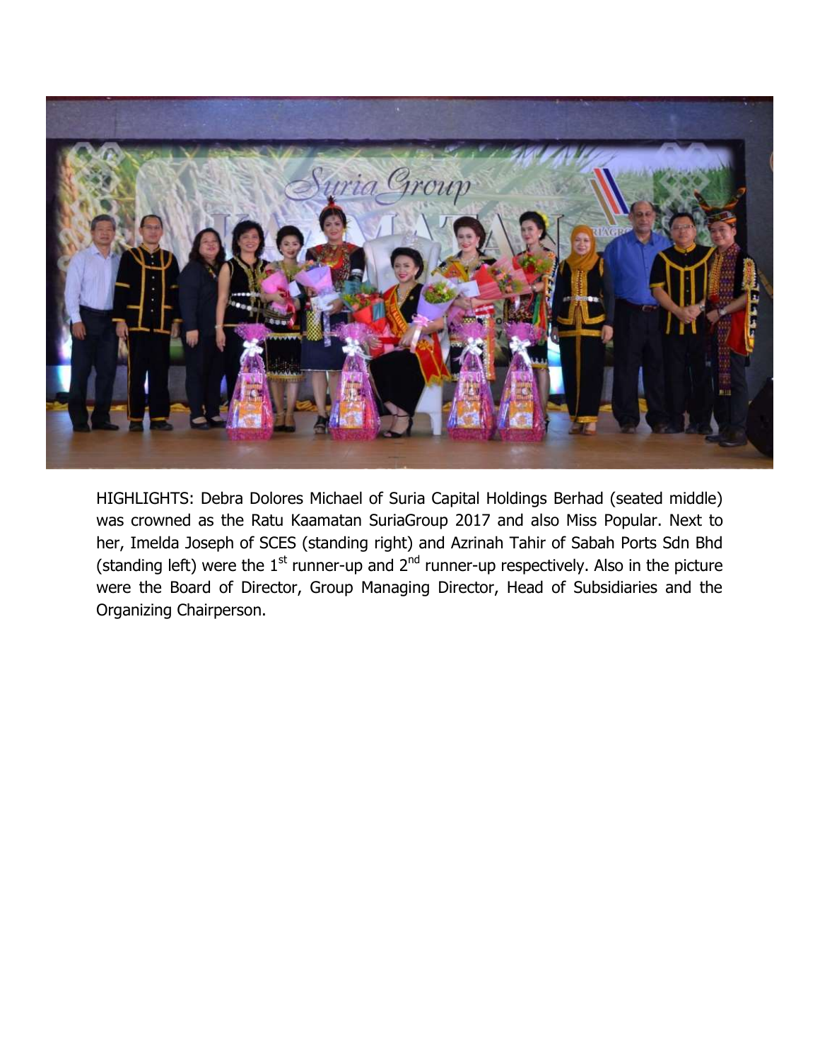HIGHLIGHTS: Debra Dolores Michael of Suria Capital Holdings Berhad (seated middle) was crowned as the Ratu Kaamatan SuriaGroup 2017 and also Miss Popular. Next to her, Imelda Joseph of SCES (standing right) and Azrinah Tahir of Sabah Ports Sdn Bhd (standing left) were the 1st runner-up and 2nd runner-up respectively. Also in the picture were the Board of Director, Group Managing Director, Head of Subsidiaries and the Organizing Chairperson.